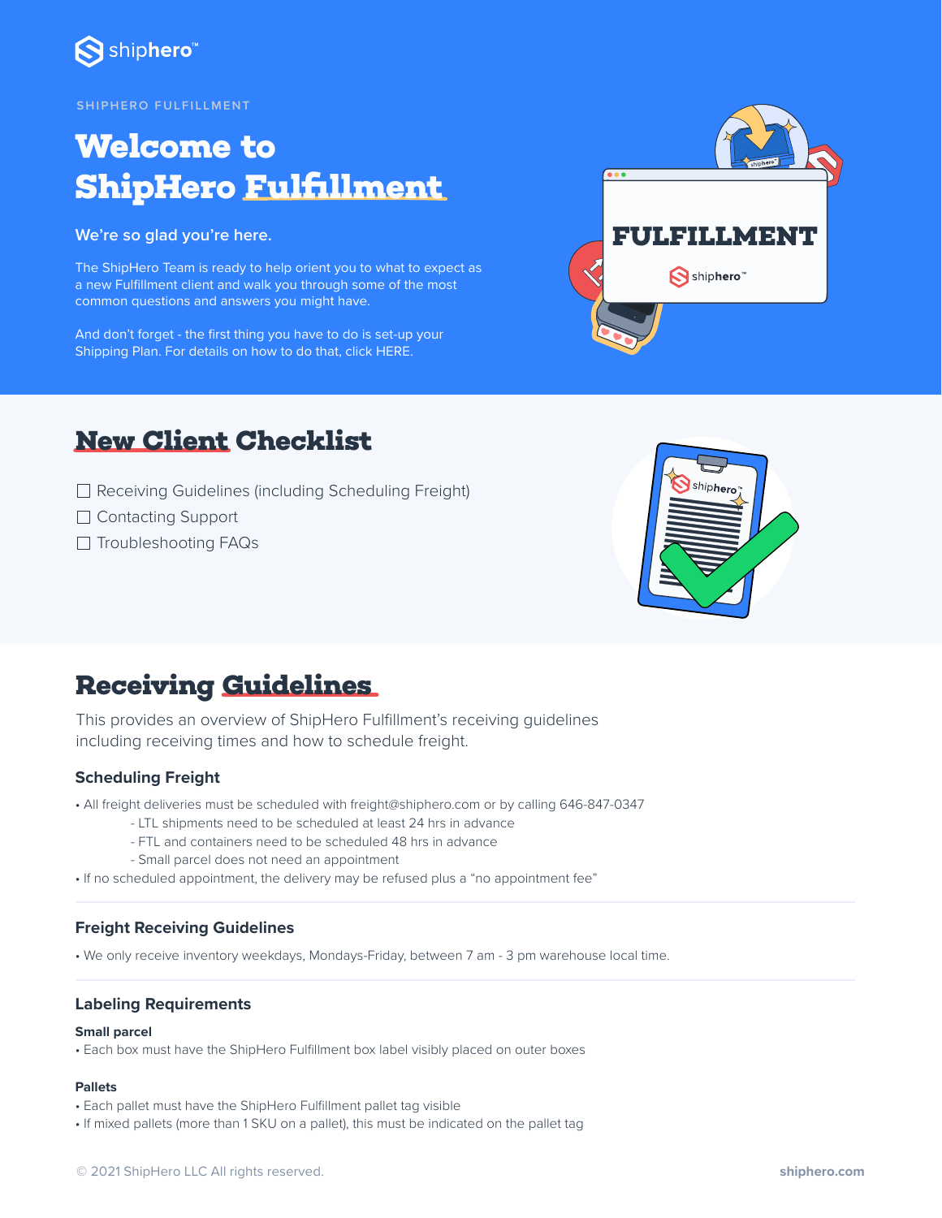SHIPHERO FULFILLMENT

# Welcome to ShipHero Fulfillment

We're so glad you're here.

The ShipHero Team is ready to help orient you to what to expect as a new Fulfillment client and walk you through some of the most common questions and answers you might have.

And don't forget - the first thing you have to do is set-up your Shipping Plan. For details on how to do that, click HERE.

## New Client Checklist

- ☐ Receiving Guidelines (including Scheduling Freight)
- ☐ Contacting Support
- ☐ Troubleshooting FAQs

## Receiving Guidelines

This provides an overview of ShipHero Fulfillment's receiving guidelines including receiving times and how to schedule freight.

### Scheduling Freight

- All freight deliveries must be scheduled with freight@shiphero.com or by calling 646-847-0347
  - LTL shipments need to be scheduled at least 24 hrs in advance
  - FTL and containers need to be scheduled 48 hrs in advance
  - Small parcel does not need an appointment
- If no scheduled appointment, the delivery may be refused plus a "no appointment fee"

### Freight Receiving Guidelines

- We only receive inventory weekdays, Mondays-Friday, between 7 am - 3 pm warehouse local time.

### Labeling Requirements

**Small parcel**

- Each box must have the ShipHero Fulfillment box label visibly placed on outer boxes

**Pallets**

- Each pallet must have the ShipHero Fulfillment pallet tag visible
- If mixed pallets (more than 1 SKU on a pallet), this must be indicated on the pallet tag

© 2021 ShipHero LLC All rights reserved.

shiphero.com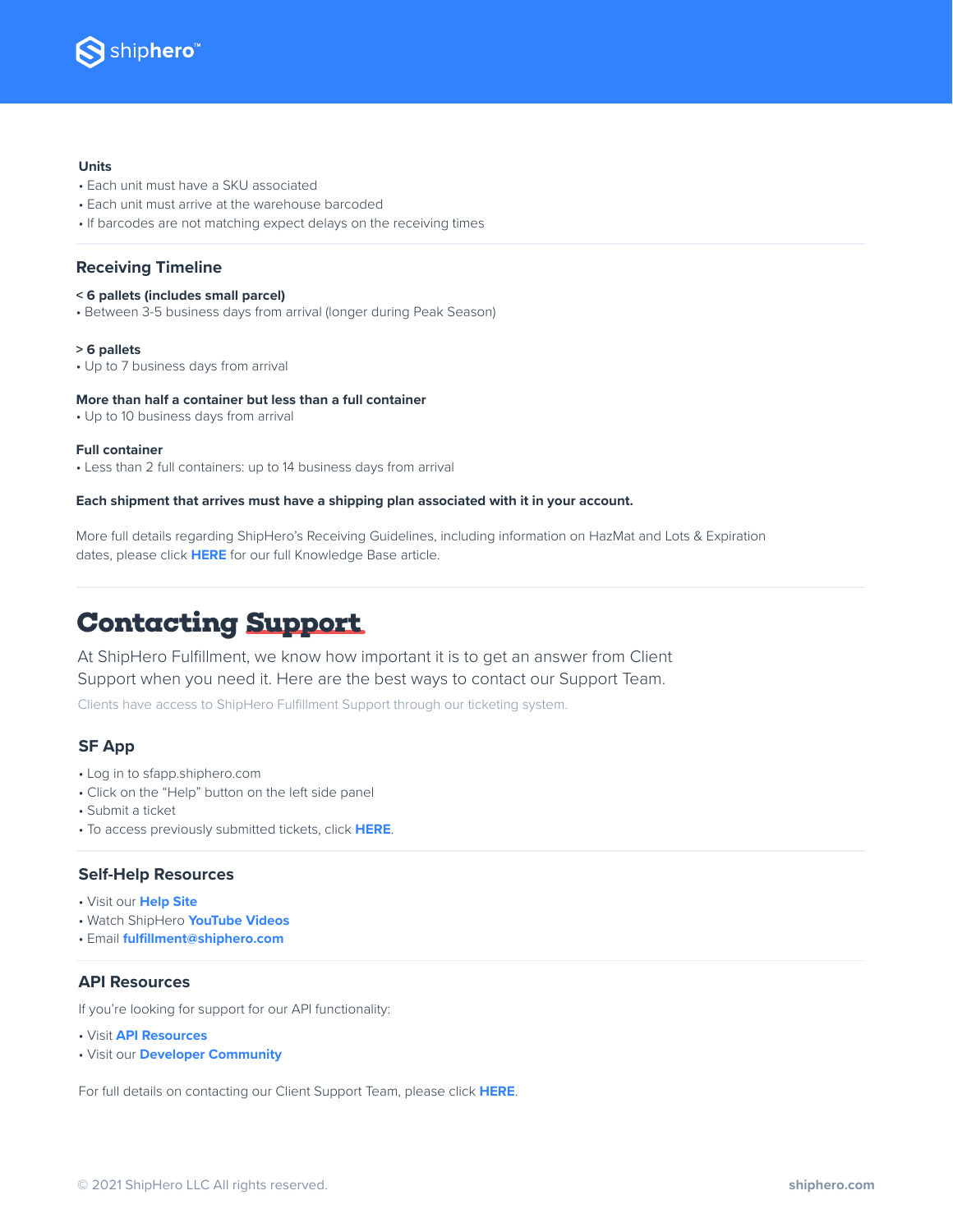**Units**

- Each unit must have a SKU associated
- Each unit must arrive at the warehouse barcoded
- If barcodes are not matching expect delays on the receiving times

## Receiving Timeline

**< 6 pallets (includes small parcel)**

- Between 3-5 business days from arrival (longer during Peak Season)

**> 6 pallets**

- Up to 7 business days from arrival

**More than half a container but less than a full container**

- Up to 10 business days from arrival

**Full container**

- Less than 2 full containers: up to 14 business days from arrival

**Each shipment that arrives must have a shipping plan associated with it in your account.**

More full details regarding ShipHero's Receiving Guidelines, including information on HazMat and Lots & Expiration dates, please click **HERE** for our full Knowledge Base article.

# Contacting Support

At ShipHero Fulfillment, we know how important it is to get an answer from Client Support when you need it. Here are the best ways to contact our Support Team.

Clients have access to ShipHero Fulfillment Support through our ticketing system.

## SF App

- Log in to sfapp.shiphero.com
- Click on the "Help" button on the left side panel
- Submit a ticket
- To access previously submitted tickets, click **HERE**.

## Self-Help Resources

- Visit our **Help Site**
- Watch ShipHero **YouTube Videos**
- Email **fulfillment@shiphero.com**

## API Resources

If you're looking for support for our API functionality:

- Visit **API Resources**
- Visit our **Developer Community**

For full details on contacting our Client Support Team, please click **HERE**.

© 2021 ShipHero LLC All rights reserved.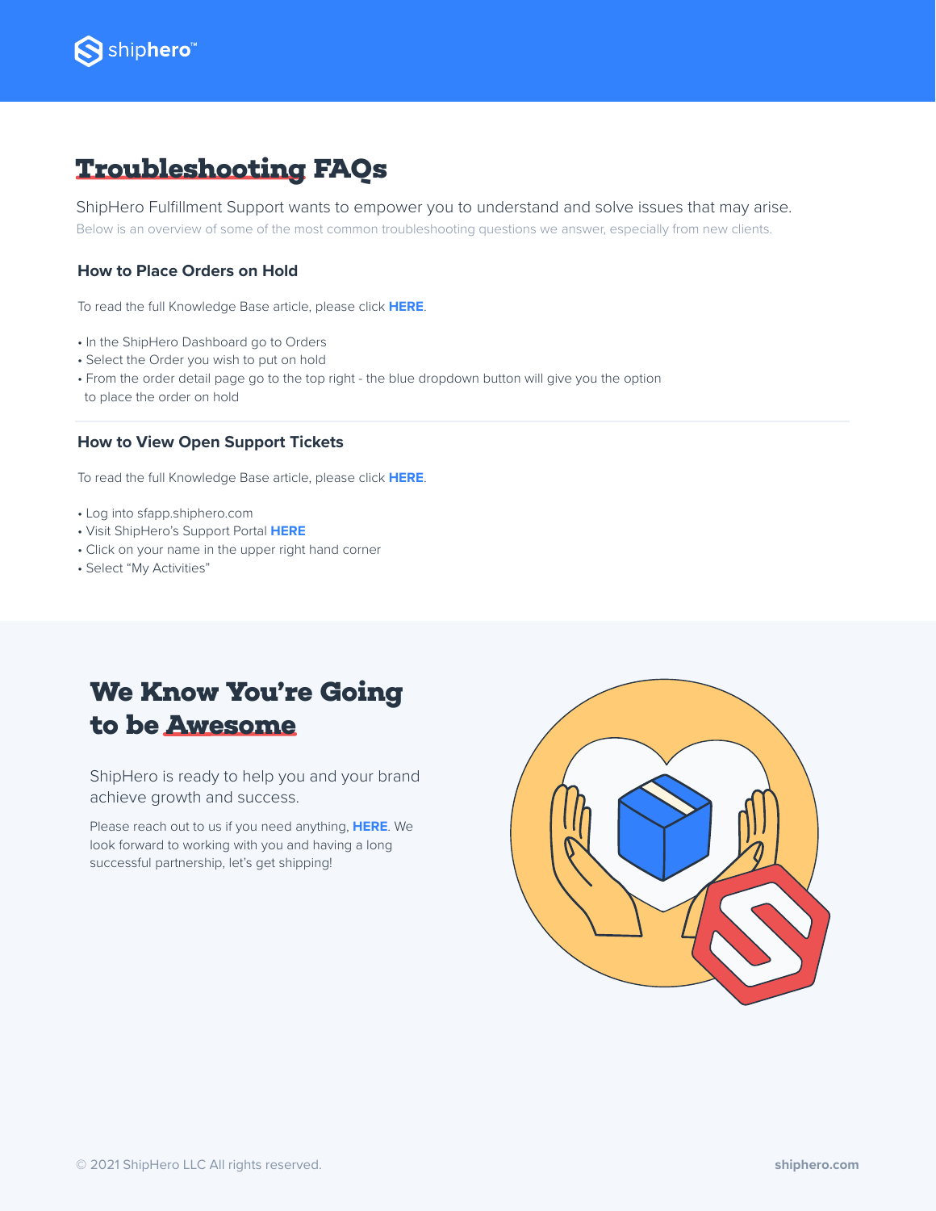# Troubleshooting FAQs

ShipHero Fulfillment Support wants to empower you to understand and solve issues that may arise.

Below is an overview of some of the most common troubleshooting questions we answer, especially from new clients.

### How to Place Orders on Hold

To read the full Knowledge Base article, please click **HERE**.

- In the ShipHero Dashboard go to Orders
- Select the Order you wish to put on hold
- From the order detail page go to the top right - the blue dropdown button will give you the option to place the order on hold

### How to View Open Support Tickets

To read the full Knowledge Base article, please click **HERE**.

- Log into sfapp.shiphero.com
- Visit ShipHero's Support Portal **HERE**
- Click on your name in the upper right hand corner
- Select "My Activities"

## We Know You're Going to be Awesome

ShipHero is ready to help you and your brand achieve growth and success.

Please reach out to us if you need anything, **HERE**. We look forward to working with you and having a long successful partnership, let's get shipping!

© 2021 ShipHero LLC All rights reserved.

shiphero.com